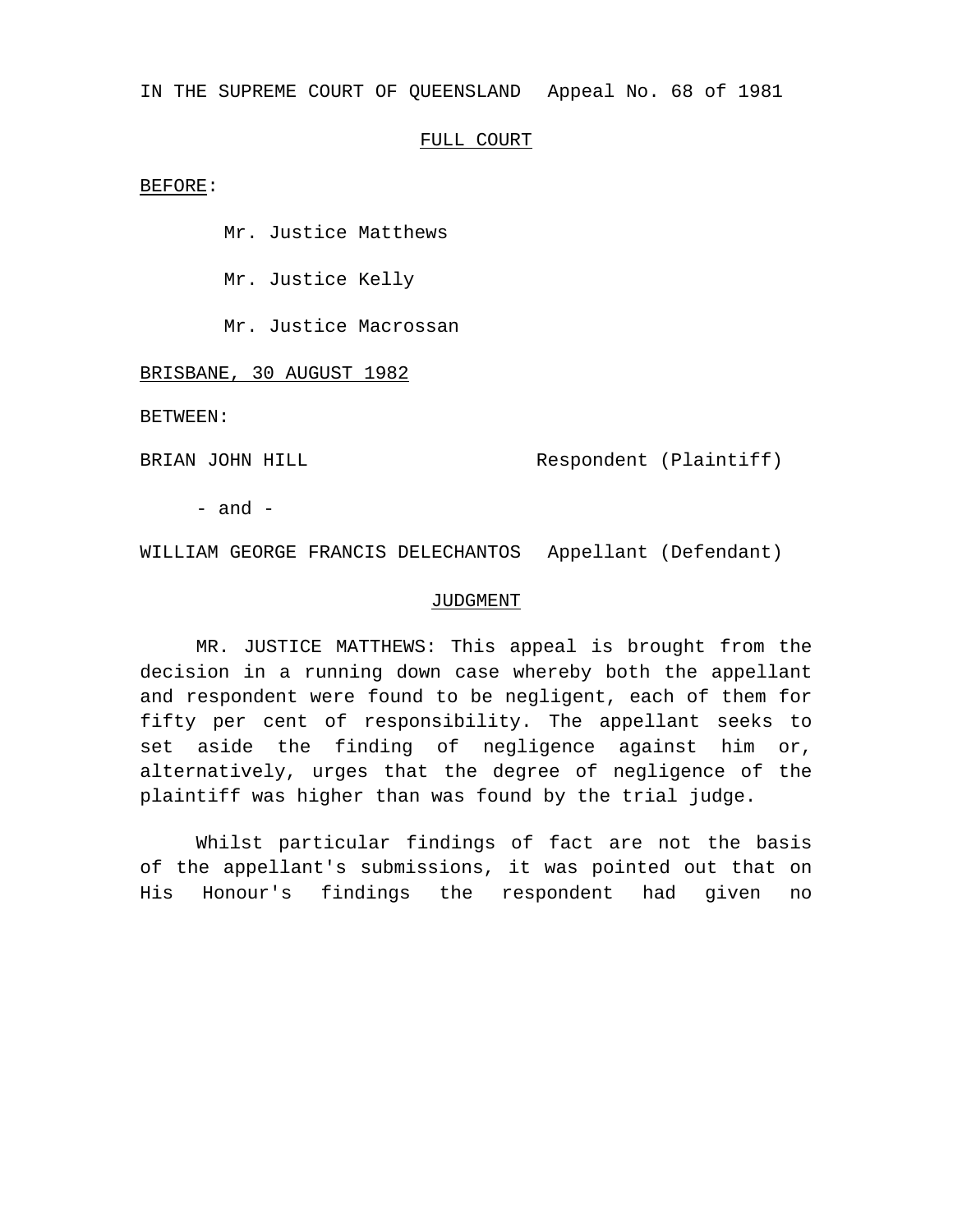IN THE SUPREME COURT OF QUEENSLAND Appeal No. 68 of 1981

FULL COURT

BEFORE:

Mr. Justice Matthews

Mr. Justice Kelly

Mr. Justice Macrossan

BRISBANE, 30 AUGUST 1982

BETWEEN:

BRIAN JOHN HILL Respondent (Plaintiff)

- and -

WILLIAM GEORGE FRANCIS DELECHANTOS Appellant (Defendant)

JUDGMENT

MR. JUSTICE MATTHEWS: This appeal is brought from the decision in a running down case whereby both the appellant and respondent were found to be negligent, each of them for fifty per cent of responsibility. The appellant seeks to set aside the finding of negligence against him or, alternatively, urges that the degree of negligence of the plaintiff was higher than was found by the trial judge.

Whilst particular findings of fact are not the basis of the appellant's submissions, it was pointed out that on His Honour's findings the respondent had given no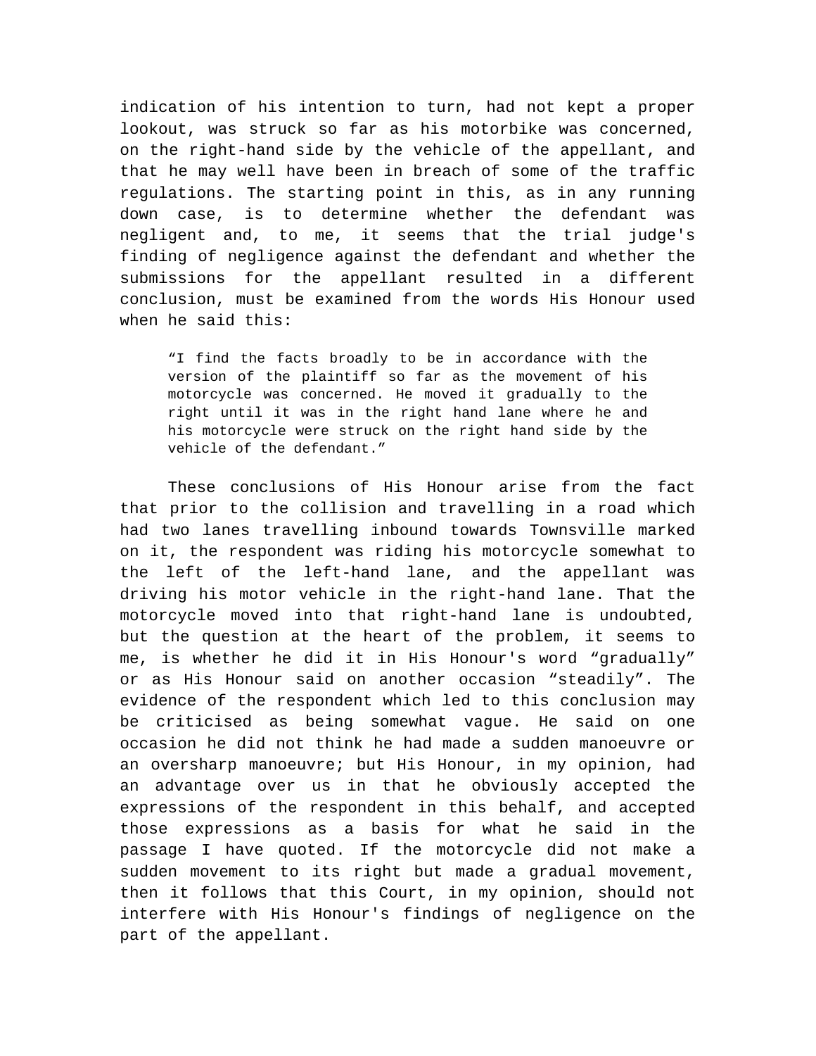indication of his intention to turn, had not kept a proper lookout, was struck so far as his motorbike was concerned, on the right-hand side by the vehicle of the appellant, and that he may well have been in breach of some of the traffic regulations. The starting point in this, as in any running down case, is to determine whether the defendant was negligent and, to me, it seems that the trial judge's finding of negligence against the defendant and whether the submissions for the appellant resulted in a different conclusion, must be examined from the words His Honour used when he said this:

> "I find the facts broadly to be in accordance with the version of the plaintiff so far as the movement of his motorcycle was concerned. He moved it gradually to the right until it was in the right hand lane where he and his motorcycle were struck on the right hand side by the vehicle of the defendant."

These conclusions of His Honour arise from the fact that prior to the collision and travelling in a road which had two lanes travelling inbound towards Townsville marked on it, the respondent was riding his motorcycle somewhat to the left of the left-hand lane, and the appellant was driving his motor vehicle in the right-hand lane. That the motorcycle moved into that right-hand lane is undoubted, but the question at the heart of the problem, it seems to me, is whether he did it in His Honour's word "gradually" or as His Honour said on another occasion "steadily". The evidence of the respondent which led to this conclusion may be criticised as being somewhat vague. He said on one occasion he did not think he had made a sudden manoeuvre or an oversharp manoeuvre; but His Honour, in my opinion, had an advantage over us in that he obviously accepted the expressions of the respondent in this behalf, and accepted those expressions as a basis for what he said in the passage I have quoted. If the motorcycle did not make a sudden movement to its right but made a gradual movement, then it follows that this Court, in my opinion, should not interfere with His Honour's findings of negligence on the part of the appellant.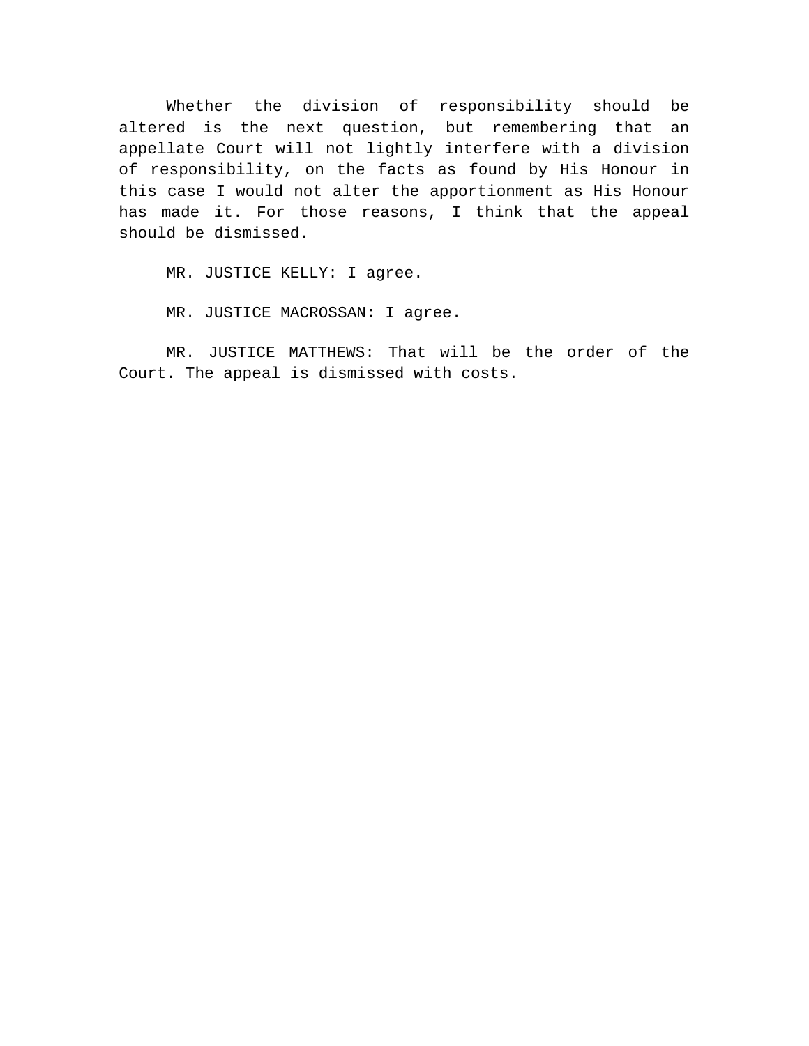Whether the division of responsibility should be altered is the next question, but remembering that an appellate Court will not lightly interfere with a division of responsibility, on the facts as found by His Honour in this case I would not alter the apportionment as His Honour has made it. For those reasons, I think that the appeal should be dismissed.

MR. JUSTICE KELLY: I agree.

MR. JUSTICE MACROSSAN: I agree.

MR. JUSTICE MATTHEWS: That will be the order of the Court. The appeal is dismissed with costs.